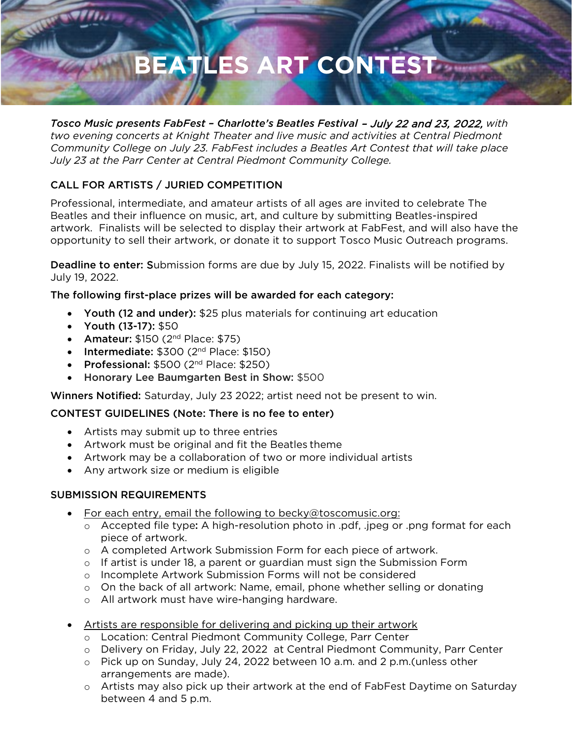# BEATLES ART CONTEST

*Tosco Music presents FabFest – Charlotte's Beatles Festival – July 22 and 23, 2022, with two evening concerts at Knight Theater and live music and activities at Central Piedmont Community College on July 23. FabFest includes a Beatles Art Contest that will take place July 23 at the Parr Center at Central Piedmont Community College.*

## CALL FOR ARTISTS / JURIED COMPETITION

Professional, intermediate, and amateur artists of all ages are invited to celebrate The Beatles and their influence on music, art, and culture by submitting Beatles-inspired artwork. Finalists will be selected to display their artwork at FabFest, and will also have the opportunity to sell their artwork, or donate it to support Tosco Music Outreach programs.

**Deadline to enter:** Submission forms are due by July 15, 2022. Finalists will be notified by July 19, 2022.

**The following first-place prizes will be awarded for each category:**

- **Youth (12 and under):** $25 plus materials for continuing art education
- **Youth (13-17):** $50
- **Amateur:** $150 (2nd Place: $75)
- **Intermediate:** $300 (2nd Place: $150)
- **Professional:** $500 (2nd Place: $250)
- **Honorary Lee Baumgarten Best in Show:** $500

**Winners Notified:** Saturday, July 23 2022; artist need not be present to win.

## CONTEST GUIDELINES (Note: There is no fee to enter)

- Artists may submit up to three entries
- Artwork must be original and fit the Beatles theme
- Artwork may be a collaboration of two or more individual artists
- Any artwork size or medium is eligible

## SUBMISSION REQUIREMENTS

- For each entry, email the following to becky@toscomusic.org:
  - Accepted file type**:** A high-resolution photo in .pdf, .jpeg or .png format for each piece of artwork.
  - A completed Artwork Submission Form for each piece of artwork.
  - If artist is under 18, a parent or guardian must sign the Submission Form
  - Incomplete Artwork Submission Forms will not be considered
  - On the back of all artwork: Name, email, phone whether selling or donating
  - All artwork must have wire-hanging hardware.

- Artists are responsible for delivering and picking up their artwork
  - Location: Central Piedmont Community College, Parr Center
  - Delivery on Friday, July 22, 2022 at Central Piedmont Community, Parr Center
  - Pick up on Sunday, July 24, 2022 between 10 a.m. and 2 p.m.(unless other arrangements are made).
  - Artists may also pick up their artwork at the end of FabFest Daytime on Saturday between 4 and 5 p.m.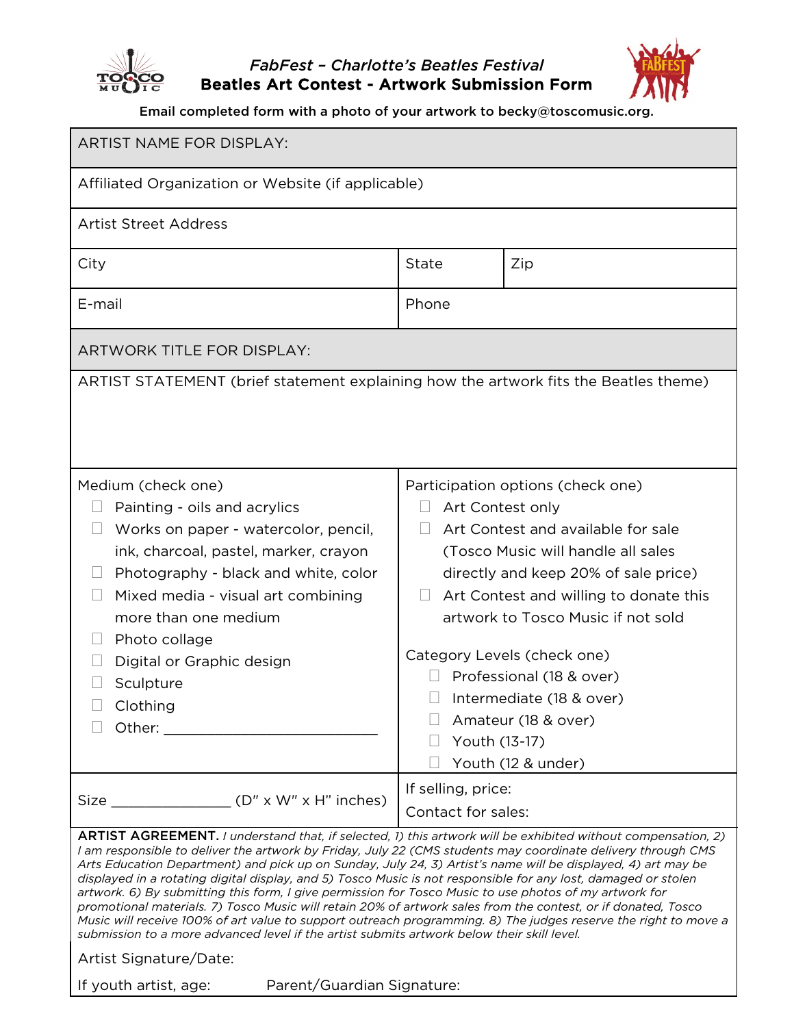## *FabFest – Charlotte's Beatles Festival*
## Beatles Art Contest - Artwork Submission Form

Email completed form with a photo of your artwork to becky@toscomusic.org.

| | | |
|---|---|---|
| ARTIST NAME FOR DISPLAY: | | |
| Affiliated Organization or Website (if applicable) | | |
| Artist Street Address | | |
| City | State | Zip |
| E-mail | Phone | |
| ARTWORK TITLE FOR DISPLAY: | | |
| ARTIST STATEMENT (brief statement explaining how the artwork fits the Beatles theme) | | |

**Medium (check one)**

- ☐ Painting - oils and acrylics
- ☐ Works on paper - watercolor, pencil, ink, charcoal, pastel, marker, crayon
- ☐ Photography - black and white, color
- ☐ Mixed media - visual art combining more than one medium
- ☐ Photo collage
- ☐ Digital or Graphic design
- ☐ Sculpture
- ☐ Clothing
- ☐ Other: ___________________________

**Participation options (check one)**

- ☐ Art Contest only
- ☐ Art Contest and available for sale (Tosco Music will handle all sales directly and keep 20% of sale price)
- ☐ Art Contest and willing to donate this artwork to Tosco Music if not sold

**Category Levels (check one)**

- ☐ Professional (18 & over)
- ☐ Intermediate (18 & over)
- ☐ Amateur (18 & over)
- ☐ Youth (13-17)
- ☐ Youth (12 & under)

Size _______________ (D" x W" x H" inches)

If selling, price:

Contact for sales:

**ARTIST AGREEMENT.** *I understand that, if selected, 1) this artwork will be exhibited without compensation, 2) I am responsible to deliver the artwork by Friday, July 22 (CMS students may coordinate delivery through CMS Arts Education Department) and pick up on Sunday, July 24, 3) Artist's name will be displayed, 4) art may be displayed in a rotating digital display, and 5) Tosco Music is not responsible for any lost, damaged or stolen artwork. 6) By submitting this form, I give permission for Tosco Music to use photos of my artwork for promotional materials. 7) Tosco Music will retain 20% of artwork sales from the contest, or if donated, Tosco Music will receive 100% of art value to support outreach programming. 8) The judges reserve the right to move a submission to a more advanced level if the artist submits artwork below their skill level.*

Artist Signature/Date:

If youth artist, age: Parent/Guardian Signature: